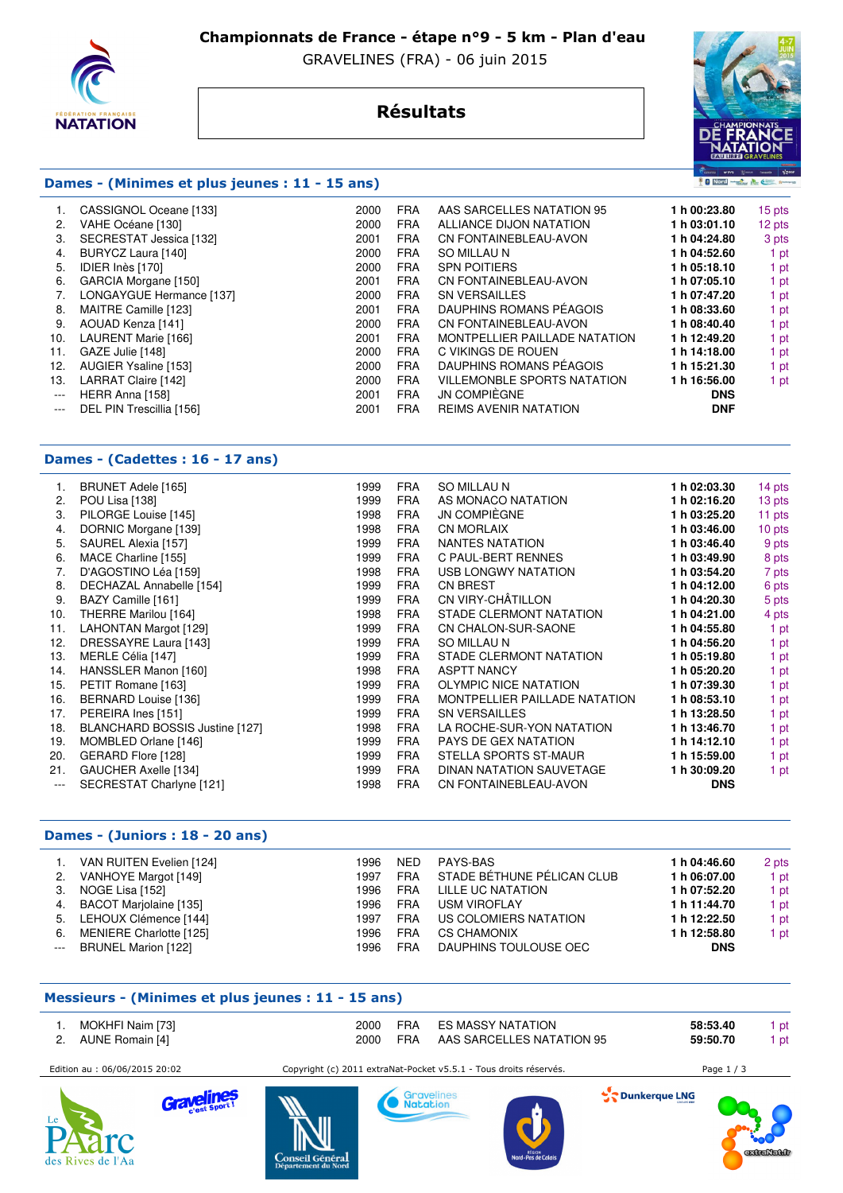# Championnats de France - étape n°9 - 5 km - Plan d'eau

GRAVELINES (FRA) - 06 juin 2015

## Résultats

### Dames - (Minimes et plus jeunes : 11 - 15 ans)

| | | | | | | |
|---|---|---|---|---|---|---|
| 1. | CASSIGNOL Oceane [133] | 2000 | FRA | AAS SARCELLES NATATION 95 | **1 h 00:23.80** | 15 pts |
| 2. | VAHE Océane [130] | 2000 | FRA | ALLIANCE DIJON NATATION | **1 h 03:01.10** | 12 pts |
| 3. | SECRESTAT Jessica [132] | 2001 | FRA | CN FONTAINEBLEAU-AVON | **1 h 04:24.80** | 3 pts |
| 4. | BURYCZ Laura [140] | 2000 | FRA | SO MILLAU N | **1 h 04:52.60** | 1 pt |
| 5. | IDIER Inès [170] | 2000 | FRA | SPN POITIERS | **1 h 05:18.10** | 1 pt |
| 6. | GARCIA Morgane [150] | 2001 | FRA | CN FONTAINEBLEAU-AVON | **1 h 07:05.10** | 1 pt |
| 7. | LONGAYGUE Hermance [137] | 2000 | FRA | SN VERSAILLES | **1 h 07:47.20** | 1 pt |
| 8. | MAITRE Camille [123] | 2001 | FRA | DAUPHINS ROMANS PÉAGOIS | **1 h 08:33.60** | 1 pt |
| 9. | AOUAD Kenza [141] | 2000 | FRA | CN FONTAINEBLEAU-AVON | **1 h 08:40.40** | 1 pt |
| 10. | LAURENT Marie [166] | 2001 | FRA | MONTPELLIER PAILLADE NATATION | **1 h 12:49.20** | 1 pt |
| 11. | GAZE Julie [148] | 2000 | FRA | C VIKINGS DE ROUEN | **1 h 14:18.00** | 1 pt |
| 12. | AUGIER Ysaline [153] | 2000 | FRA | DAUPHINS ROMANS PÉAGOIS | **1 h 15:21.30** | 1 pt |
| 13. | LARRAT Claire [142] | 2000 | FRA | VILLEMONBLE SPORTS NATATION | **1 h 16:56.00** | 1 pt |
| --- | HERR Anna [158] | 2001 | FRA | JN COMPIÈGNE | **DNS** | |
| --- | DEL PIN Trescillia [156] | 2001 | FRA | REIMS AVENIR NATATION | **DNF** | |

### Dames - (Cadettes : 16 - 17 ans)

| | | | | | | |
|---|---|---|---|---|---|---|
| 1. | BRUNET Adele [165] | 1999 | FRA | SO MILLAU N | **1 h 02:03.30** | 14 pts |
| 2. | POU Lisa [138] | 1999 | FRA | AS MONACO NATATION | **1 h 02:16.20** | 13 pts |
| 3. | PILORGE Louise [145] | 1998 | FRA | JN COMPIÈGNE | **1 h 03:25.20** | 11 pts |
| 4. | DORNIC Morgane [139] | 1998 | FRA | CN MORLAIX | **1 h 03:46.00** | 10 pts |
| 5. | SAUREL Alexia [157] | 1999 | FRA | NANTES NATATION | **1 h 03:46.40** | 9 pts |
| 6. | MACE Charline [155] | 1999 | FRA | C PAUL-BERT RENNES | **1 h 03:49.90** | 8 pts |
| 7. | D'AGOSTINO Léa [159] | 1998 | FRA | USB LONGWY NATATION | **1 h 03:54.20** | 7 pts |
| 8. | DECHAZAL Annabelle [154] | 1999 | FRA | CN BREST | **1 h 04:12.00** | 6 pts |
| 9. | BAZY Camille [161] | 1999 | FRA | CN VIRY-CHÂTILLON | **1 h 04:20.30** | 5 pts |
| 10. | THERRE Marilou [164] | 1998 | FRA | STADE CLERMONT NATATION | **1 h 04:21.00** | 4 pts |
| 11. | LAHONTAN Margot [129] | 1999 | FRA | CN CHALON-SUR-SAONE | **1 h 04:55.80** | 1 pt |
| 12. | DRESSAYRE Laura [143] | 1999 | FRA | SO MILLAU N | **1 h 04:56.20** | 1 pt |
| 13. | MERLE Célia [147] | 1999 | FRA | STADE CLERMONT NATATION | **1 h 05:19.80** | 1 pt |
| 14. | HANSSLER Manon [160] | 1998 | FRA | ASPTT NANCY | **1 h 05:20.20** | 1 pt |
| 15. | PETIT Romane [163] | 1999 | FRA | OLYMPIC NICE NATATION | **1 h 07:39.30** | 1 pt |
| 16. | BERNARD Louise [136] | 1999 | FRA | MONTPELLIER PAILLADE NATATION | **1 h 08:53.10** | 1 pt |
| 17. | PEREIRA Ines [151] | 1999 | FRA | SN VERSAILLES | **1 h 13:28.50** | 1 pt |
| 18. | BLANCHARD BOSSIS Justine [127] | 1998 | FRA | LA ROCHE-SUR-YON NATATION | **1 h 13:46.70** | 1 pt |
| 19. | MOMBLED Orlane [146] | 1999 | FRA | PAYS DE GEX NATATION | **1 h 14:12.10** | 1 pt |
| 20. | GERARD Flore [128] | 1999 | FRA | STELLA SPORTS ST-MAUR | **1 h 15:59.00** | 1 pt |
| 21. | GAUCHER Axelle [134] | 1999 | FRA | DINAN NATATION SAUVETAGE | **1 h 30:09.20** | 1 pt |
| --- | SECRESTAT Charlyne [121] | 1998 | FRA | CN FONTAINEBLEAU-AVON | **DNS** | |

### Dames - (Juniors : 18 - 20 ans)

| | | | | | | |
|---|---|---|---|---|---|---|
| 1. | VAN RUITEN Evelien [124] | 1996 | NED | PAYS-BAS | **1 h 04:46.60** | 2 pts |
| 2. | VANHOYE Margot [149] | 1997 | FRA | STADE BÉTHUNE PÉLICAN CLUB | **1 h 06:07.00** | 1 pt |
| 3. | NOGE Lisa [152] | 1996 | FRA | LILLE UC NATATION | **1 h 07:52.20** | 1 pt |
| 4. | BACOT Marjolaine [135] | 1996 | FRA | USM VIROFLAY | **1 h 11:44.70** | 1 pt |
| 5. | LEHOUX Clémence [144] | 1997 | FRA | US COLOMIERS NATATION | **1 h 12:22.50** | 1 pt |
| 6. | MENIERE Charlotte [125] | 1996 | FRA | CS CHAMONIX | **1 h 12:58.80** | 1 pt |
| --- | BRUNEL Marion [122] | 1996 | FRA | DAUPHINS TOULOUSE OEC | **DNS** | |

### Messieurs - (Minimes et plus jeunes : 11 - 15 ans)

| | | | | | | |
|---|---|---|---|---|---|---|
| 1. | MOKHFI Naim [73] | 2000 | FRA | ES MASSY NATATION | **58:53.40** | 1 pt |
| 2. | AUNE Romain [4] | 2000 | FRA | AAS SARCELLES NATATION 95 | **59:50.70** | 1 pt |

Edition au : 06/06/2015 20:02 — Copyright (c) 2011 extraNat-Pocket v5.5.1 - Tous droits réservés.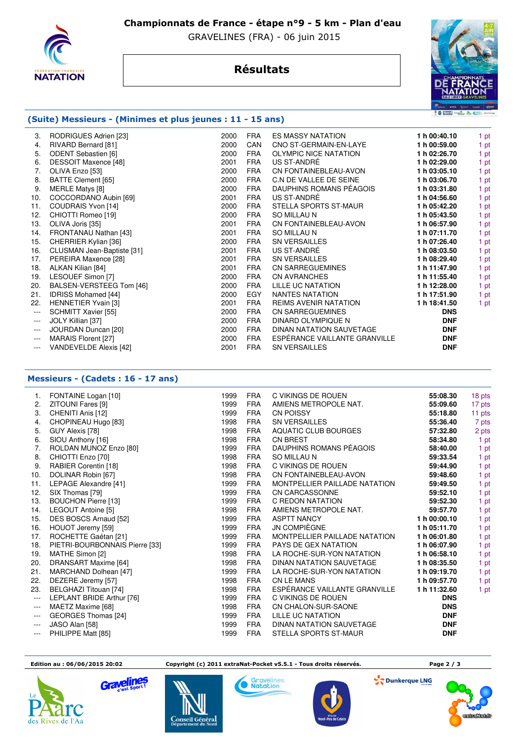# Championnats de France - étape n°9 - 5 km - Plan d'eau

GRAVELINES (FRA) - 06 juin 2015

## Résultats

### (Suite) Messieurs - (Minimes et plus jeunes : 11 - 15 ans)

| | | | | | | |
|---|---|---|---|---|---|---|
| 3. | RODRIGUES Adrien [23] | 2000 | FRA | ES MASSY NATATION | **1 h 00:40.10** | 1 pt |
| 4. | RIVARD Bernard [81] | 2000 | CAN | CNO ST-GERMAIN-EN-LAYE | **1 h 00:59.00** | 1 pt |
| 5. | ODENT Sebastien [6] | 2000 | FRA | OLYMPIC NICE NATATION | **1 h 02:26.70** | 1 pt |
| 6. | DESSOIT Maxence [48] | 2001 | FRA | US ST-ANDRÉ | **1 h 02:29.00** | 1 pt |
| 7. | OLIVA Enzo [53] | 2000 | FRA | CN FONTAINEBLEAU-AVON | **1 h 03:05.10** | 1 pt |
| 8. | BATTE Clement [65] | 2000 | FRA | C.N DE VALLEE DE SEINE | **1 h 03:06.70** | 1 pt |
| 9. | MERLE Matys [8] | 2000 | FRA | DAUPHINS ROMANS PÉAGOIS | **1 h 03:31.80** | 1 pt |
| 10. | COCCORDANO Aubin [69] | 2001 | FRA | US ST-ANDRÉ | **1 h 04:56.60** | 1 pt |
| 11. | COUDRAIS Yvon [14] | 2000 | FRA | STELLA SPORTS ST-MAUR | **1 h 05:42.20** | 1 pt |
| 12. | CHIOTTI Romeo [19] | 2000 | FRA | SO MILLAU N | **1 h 05:43.50** | 1 pt |
| 13. | OLIVA Joris [35] | 2001 | FRA | CN FONTAINEBLEAU-AVON | **1 h 06:57.90** | 1 pt |
| 14. | FRONTANAU Nathan [43] | 2001 | FRA | SO MILLAU N | **1 h 07:11.70** | 1 pt |
| 15. | CHERRIER Kylian [36] | 2000 | FRA | SN VERSAILLES | **1 h 07:26.40** | 1 pt |
| 16. | CLUSMAN Jean-Baptiste [31] | 2001 | FRA | US ST-ANDRÉ | **1 h 08:03.50** | 1 pt |
| 17. | PEREIRA Maxence [28] | 2001 | FRA | SN VERSAILLES | **1 h 08:29.40** | 1 pt |
| 18. | ALKAN Kilian [84] | 2001 | FRA | CN SARREGUEMINES | **1 h 11:47.90** | 1 pt |
| 19. | LESOUEF Simon [7] | 2000 | FRA | CN AVRANCHES | **1 h 11:55.40** | 1 pt |
| 20. | BALSEN-VERSTEEG Tom [46] | 2000 | FRA | LILLE UC NATATION | **1 h 12:28.00** | 1 pt |
| 21. | IDRISS Mohamed [44] | 2000 | EGY | NANTES NATATION | **1 h 17:51.90** | 1 pt |
| 22. | HENNETIER Yvain [3] | 2001 | FRA | REIMS AVENIR NATATION | **1 h 18:41.50** | 1 pt |
| --- | SCHMITT Xavier [55] | 2000 | FRA | CN SARREGUEMINES | **DNS** | |
| --- | JOLY Killian [37] | 2000 | FRA | DINARD OLYMPIQUE N | **DNF** | |
| --- | JOURDAN Duncan [20] | 2000 | FRA | DINAN NATATION SAUVETAGE | **DNF** | |
| --- | MARAIS Florent [27] | 2000 | FRA | ESPÉRANCE VAILLANTE GRANVILLE | **DNF** | |
| --- | VANDEVELDE Alexis [42] | 2001 | FRA | SN VERSAILLES | **DNF** | |

### Messieurs - (Cadets : 16 - 17 ans)

| | | | | | | |
|---|---|---|---|---|---|---|
| 1. | FONTAINE Logan [10] | 1999 | FRA | C VIKINGS DE ROUEN | **55:08.30** | 18 pts |
| 2. | ZITOUNI Fares [9] | 1999 | FRA | AMIENS METROPOLE NAT. | **55:09.60** | 17 pts |
| 3. | CHENITI Anis [12] | 1999 | FRA | CN POISSY | **55:18.80** | 11 pts |
| 4. | CHOPINEAU Hugo [83] | 1998 | FRA | SN VERSAILLES | **55:36.40** | 7 pts |
| 5. | GUY Alexis [78] | 1998 | FRA | AQUATIC CLUB BOURGES | **57:32.80** | 2 pts |
| 6. | SIOU Anthony [16] | 1998 | FRA | CN BREST | **58:34.80** | 1 pt |
| 7. | ROLDAN MUNOZ Enzo [80] | 1999 | FRA | DAUPHINS ROMANS PÉAGOIS | **58:40.00** | 1 pt |
| 8. | CHIOTTI Enzo [70] | 1998 | FRA | SO MILLAU N | **59:33.54** | 1 pt |
| 9. | RABIER Corentin [18] | 1998 | FRA | C VIKINGS DE ROUEN | **59:44.90** | 1 pt |
| 10. | DOLINAR Robin [67] | 1998 | FRA | CN FONTAINEBLEAU-AVON | **59:48.60** | 1 pt |
| 11. | LEPAGE Alexandre [41] | 1999 | FRA | MONTPELLIER PAILLADE NATATION | **59:49.50** | 1 pt |
| 12. | SIX Thomas [79] | 1999 | FRA | CN CARCASSONNE | **59:52.10** | 1 pt |
| 13. | BOUCHON Pierre [13] | 1999 | FRA | C REDON NATATION | **59:52.30** | 1 pt |
| 14. | LEGOUT Antoine [5] | 1998 | FRA | AMIENS METROPOLE NAT. | **59:57.70** | 1 pt |
| 15. | DES BOSCS Arnaud [52] | 1999 | FRA | ASPTT NANCY | **1 h 00:00.10** | 1 pt |
| 16. | HOUOT Jeremy [59] | 1999 | FRA | JN COMPIÈGNE | **1 h 05:11.70** | 1 pt |
| 17. | ROCHETTE Gaétan [21] | 1999 | FRA | MONTPELLIER PAILLADE NATATION | **1 h 06:01.80** | 1 pt |
| 18. | PIETRI-BOURBONNAIS Pierre [33] | 1999 | FRA | PAYS DE GEX NATATION | **1 h 06:07.90** | 1 pt |
| 19. | MATHE Simon [2] | 1998 | FRA | LA ROCHE-SUR-YON NATATION | **1 h 06:58.10** | 1 pt |
| 20. | DRANSART Maxime [64] | 1998 | FRA | DINAN NATATION SAUVETAGE | **1 h 08:35.50** | 1 pt |
| 21. | MARCHAND Dolhean [47] | 1999 | FRA | LA ROCHE-SUR-YON NATATION | **1 h 09:19.70** | 1 pt |
| 22. | DEZERE Jeremy [57] | 1998 | FRA | CN LE MANS | **1 h 09:57.70** | 1 pt |
| 23. | BELGHAZI Titouan [74] | 1998 | FRA | ESPÉRANCE VAILLANTE GRANVILLE | **1 h 11:32.60** | 1 pt |
| --- | LEPLANT BRIDE Arthur [76] | 1999 | FRA | C VIKINGS DE ROUEN | **DNS** | |
| --- | MAETZ Maxime [68] | 1998 | FRA | CN CHALON-SUR-SAONE | **DNS** | |
| --- | GEORGES Thomas [24] | 1999 | FRA | LILLE UC NATATION | **DNF** | |
| --- | JASO Alan [58] | 1999 | FRA | DINAN NATATION SAUVETAGE | **DNF** | |
| --- | PHILIPPE Matt [85] | 1999 | FRA | STELLA SPORTS ST-MAUR | **DNF** | |

**Edition au : 06/06/2015 20:02** **Copyright (c) 2011 extraNat-Pocket v5.5.1 - Tous droits réservés.**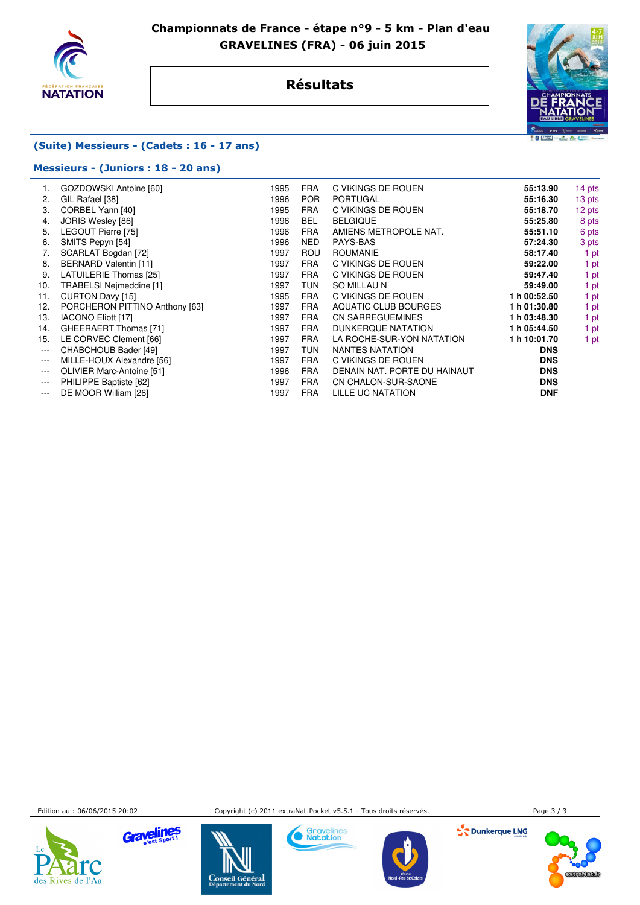# Championnats de France - étape n°9 - 5 km - Plan d'eau
# GRAVELINES (FRA) - 06 juin 2015

## Résultats

### (Suite) Messieurs - (Cadets : 16 - 17 ans)

### Messieurs - (Juniors : 18 - 20 ans)

| | | | | | | |
|---|---|---|---|---|---|---|
| 1. | GOZDOWSKI Antoine [60] | 1995 | FRA | C VIKINGS DE ROUEN | **55:13.90** | 14 pts |
| 2. | GIL Rafael [38] | 1996 | POR | PORTUGAL | **55:16.30** | 13 pts |
| 3. | CORBEL Yann [40] | 1995 | FRA | C VIKINGS DE ROUEN | **55:18.70** | 12 pts |
| 4. | JORIS Wesley [86] | 1996 | BEL | BELGIQUE | **55:25.80** | 8 pts |
| 5. | LEGOUT Pierre [75] | 1996 | FRA | AMIENS METROPOLE NAT. | **55:51.10** | 6 pts |
| 6. | SMITS Pepyn [54] | 1996 | NED | PAYS-BAS | **57:24.30** | 3 pts |
| 7. | SCARLAT Bogdan [72] | 1997 | ROU | ROUMANIE | **58:17.40** | 1 pt |
| 8. | BERNARD Valentin [11] | 1997 | FRA | C VIKINGS DE ROUEN | **59:22.00** | 1 pt |
| 9. | LATUILERIE Thomas [25] | 1997 | FRA | C VIKINGS DE ROUEN | **59:47.40** | 1 pt |
| 10. | TRABELSI Nejmeddine [1] | 1997 | TUN | SO MILLAU N | **59:49.00** | 1 pt |
| 11. | CURTON Davy [15] | 1995 | FRA | C VIKINGS DE ROUEN | **1 h 00:52.50** | 1 pt |
| 12. | PORCHERON PITTINO Anthony [63] | 1997 | FRA | AQUATIC CLUB BOURGES | **1 h 01:30.80** | 1 pt |
| 13. | IACONO Eliott [17] | 1997 | FRA | CN SARREGUEMINES | **1 h 03:48.30** | 1 pt |
| 14. | GHEERAERT Thomas [71] | 1997 | FRA | DUNKERQUE NATATION | **1 h 05:44.50** | 1 pt |
| 15. | LE CORVEC Clement [66] | 1997 | FRA | LA ROCHE-SUR-YON NATATION | **1 h 10:01.70** | 1 pt |
| --- | CHABCHOUB Bader [49] | 1997 | TUN | NANTES NATATION | **DNS** | |
| --- | MILLE-HOUX Alexandre [56] | 1997 | FRA | C VIKINGS DE ROUEN | **DNS** | |
| --- | OLIVIER Marc-Antoine [51] | 1996 | FRA | DENAIN NAT. PORTE DU HAINAUT | **DNS** | |
| --- | PHILIPPE Baptiste [62] | 1997 | FRA | CN CHALON-SUR-SAONE | **DNS** | |
| --- | DE MOOR William [26] | 1997 | FRA | LILLE UC NATATION | **DNF** | |

Edition au : 06/06/2015 20:02

Copyright (c) 2011 extraNat-Pocket v5.5.1 - Tous droits réservés.